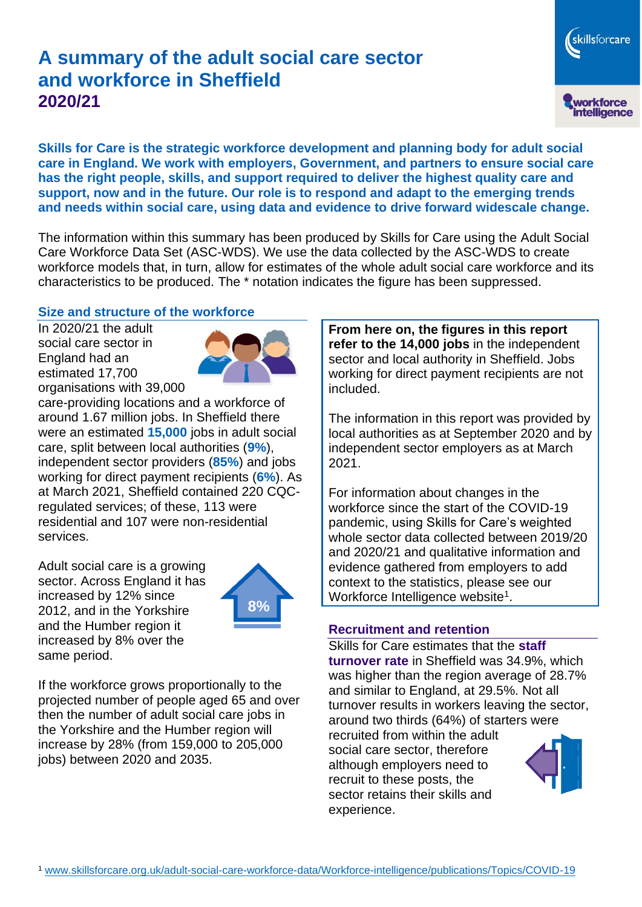# A summary of the adult social care sector and workforce in Sheffield 2020/21

**Skills for Care is the strategic workforce development and planning body for adult social care in England. We work with employers, Government, and partners to ensure social care has the right people, skills, and support required to deliver the highest quality care and support, now and in the future. Our role is to respond and adapt to the emerging trends and needs within social care, using data and evidence to drive forward widescale change.**

The information within this summary has been produced by Skills for Care using the Adult Social Care Workforce Data Set (ASC-WDS). We use the data collected by the ASC-WDS to create workforce models that, in turn, allow for estimates of the whole adult social care workforce and its characteristics to be produced. The * notation indicates the figure has been suppressed.

## Size and structure of the workforce

In 2020/21 the adult social care sector in England had an estimated 17,700 organisations with 39,000 care-providing locations and a workforce of around 1.67 million jobs. In Sheffield there were an estimated **15,000** jobs in adult social care, split between local authorities (**9%**), independent sector providers (**85%**) and jobs working for direct payment recipients (**6%**). As at March 2021, Sheffield contained 220 CQC-regulated services; of these, 113 were residential and 107 were non-residential services.

Adult social care is a growing sector. Across England it has increased by 12% since 2012, and in the Yorkshire and the Humber region it increased by 8% over the same period.

8%

If the workforce grows proportionally to the projected number of people aged 65 and over then the number of adult social care jobs in the Yorkshire and the Humber region will increase by 28% (from 159,000 to 205,000 jobs) between 2020 and 2035.

**From here on, the figures in this report refer to the 14,000 jobs** in the independent sector and local authority in Sheffield. Jobs working for direct payment recipients are not included.

The information in this report was provided by local authorities as at September 2020 and by independent sector employers as at March 2021.

For information about changes in the workforce since the start of the COVID-19 pandemic, using Skills for Care's weighted whole sector data collected between 2019/20 and 2020/21 and qualitative information and evidence gathered from employers to add context to the statistics, please see our Workforce Intelligence website[1].

## Recruitment and retention

Skills for Care estimates that the **staff turnover rate** in Sheffield was 34.9%, which was higher than the region average of 28.7% and similar to England, at 29.5%. Not all turnover results in workers leaving the sector, around two thirds (64%) of starters were recruited from within the adult social care sector, therefore although employers need to recruit to these posts, the sector retains their skills and experience.

[1] www.skillsforcare.org.uk/adult-social-care-workforce-data/Workforce-intelligence/publications/Topics/COVID-19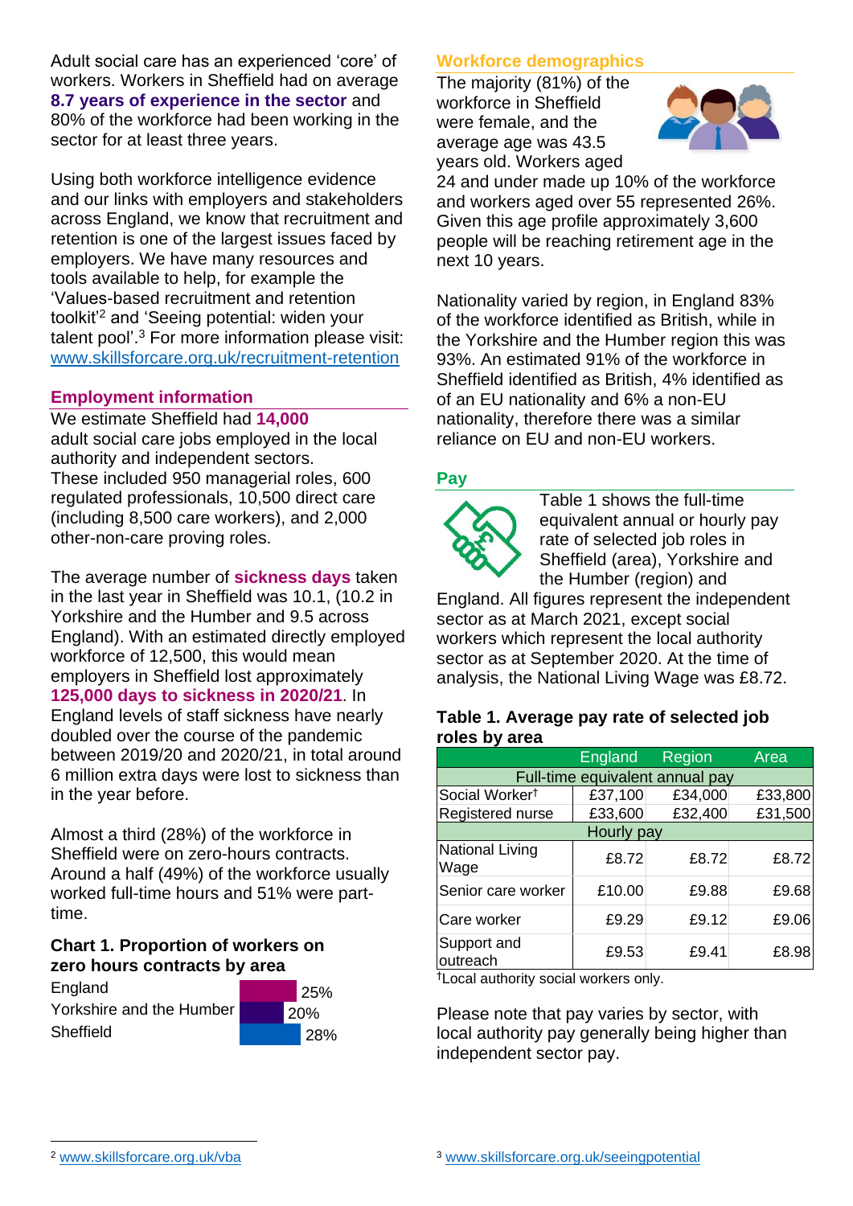Adult social care has an experienced 'core' of workers. Workers in Sheffield had on average **8.7 years of experience in the sector** and 80% of the workforce had been working in the sector for at least three years.

Using both workforce intelligence evidence and our links with employers and stakeholders across England, we know that recruitment and retention is one of the largest issues faced by employers. We have many resources and tools available to help, for example the 'Values-based recruitment and retention toolkit'[2] and 'Seeing potential: widen your talent pool'.[3] For more information please visit: www.skillsforcare.org.uk/recruitment-retention

## Employment information

We estimate Sheffield had **14,000** adult social care jobs employed in the local authority and independent sectors. These included 950 managerial roles, 600 regulated professionals, 10,500 direct care (including 8,500 care workers), and 2,000 other-non-care proving roles.

The average number of **sickness days** taken in the last year in Sheffield was 10.1, (10.2 in Yorkshire and the Humber and 9.5 across England). With an estimated directly employed workforce of 12,500, this would mean employers in Sheffield lost approximately **125,000 days to sickness in 2020/21**. In England levels of staff sickness have nearly doubled over the course of the pandemic between 2019/20 and 2020/21, in total around 6 million extra days were lost to sickness than in the year before.

Almost a third (28%) of the workforce in Sheffield were on zero-hours contracts. Around a half (49%) of the workforce usually worked full-time hours and 51% were part-time.

### Chart 1. Proportion of workers on zero hours contracts by area

| Area | Proportion |
|---|---|
| England | 25% |
| Yorkshire and the Humber | 20% |
| Sheffield | 28% |

## Workforce demographics

The majority (81%) of the workforce in Sheffield were female, and the average age was 43.5 years old. Workers aged 24 and under made up 10% of the workforce and workers aged over 55 represented 26%. Given this age profile approximately 3,600 people will be reaching retirement age in the next 10 years.

Nationality varied by region, in England 83% of the workforce identified as British, while in the Yorkshire and the Humber region this was 93%. An estimated 91% of the workforce in Sheffield identified as British, 4% identified as of an EU nationality and 6% a non-EU nationality, therefore there was a similar reliance on EU and non-EU workers.

## Pay

Table 1 shows the full-time equivalent annual or hourly pay rate of selected job roles in Sheffield (area), Yorkshire and the Humber (region) and England. All figures represent the independent sector as at March 2021, except social workers which represent the local authority sector as at September 2020. At the time of analysis, the National Living Wage was £8.72.

### Table 1. Average pay rate of selected job roles by area

| | England | Region | Area |
|---|---|---|---|
| **Full-time equivalent annual pay** | | | |
| Social Worker† | £37,100 | £34,000 | £33,800 |
| Registered nurse | £33,600 | £32,400 | £31,500 |
| **Hourly pay** | | | |
| National Living Wage | £8.72 | £8.72 | £8.72 |
| Senior care worker | £10.00 | £9.88 | £9.68 |
| Care worker | £9.29 | £9.12 | £9.06 |
| Support and outreach | £9.53 | £9.41 | £8.98 |

†Local authority social workers only.

Please note that pay varies by sector, with local authority pay generally being higher than independent sector pay.

---

[2] www.skillsforcare.org.uk/vba

[3] www.skillsforcare.org.uk/seeingpotential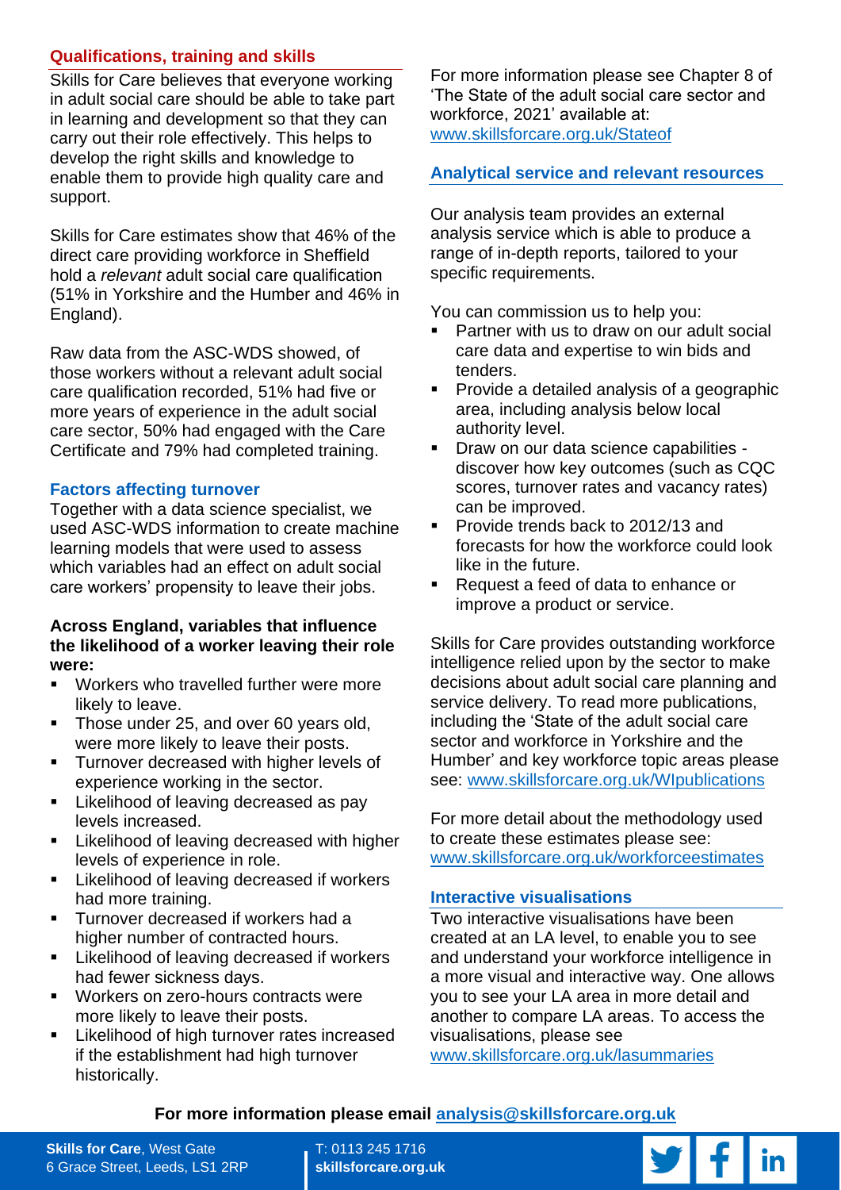## Qualifications, training and skills

Skills for Care believes that everyone working in adult social care should be able to take part in learning and development so that they can carry out their role effectively. This helps to develop the right skills and knowledge to enable them to provide high quality care and support.

Skills for Care estimates show that 46% of the direct care providing workforce in Sheffield hold a *relevant* adult social care qualification (51% in Yorkshire and the Humber and 46% in England).

Raw data from the ASC-WDS showed, of those workers without a relevant adult social care qualification recorded, 51% had five or more years of experience in the adult social care sector, 50% had engaged with the Care Certificate and 79% had completed training.

## Factors affecting turnover

Together with a data science specialist, we used ASC-WDS information to create machine learning models that were used to assess which variables had an effect on adult social care workers' propensity to leave their jobs.

**Across England, variables that influence the likelihood of a worker leaving their role were:**

- Workers who travelled further were more likely to leave.
- Those under 25, and over 60 years old, were more likely to leave their posts.
- Turnover decreased with higher levels of experience working in the sector.
- Likelihood of leaving decreased as pay levels increased.
- Likelihood of leaving decreased with higher levels of experience in role.
- Likelihood of leaving decreased if workers had more training.
- Turnover decreased if workers had a higher number of contracted hours.
- Likelihood of leaving decreased if workers had fewer sickness days.
- Workers on zero-hours contracts were more likely to leave their posts.
- Likelihood of high turnover rates increased if the establishment had high turnover historically.

For more information please see Chapter 8 of 'The State of the adult social care sector and workforce, 2021' available at: www.skillsforcare.org.uk/Stateof

## Analytical service and relevant resources

Our analysis team provides an external analysis service which is able to produce a range of in-depth reports, tailored to your specific requirements.

You can commission us to help you:

- Partner with us to draw on our adult social care data and expertise to win bids and tenders.
- Provide a detailed analysis of a geographic area, including analysis below local authority level.
- Draw on our data science capabilities - discover how key outcomes (such as CQC scores, turnover rates and vacancy rates) can be improved.
- Provide trends back to 2012/13 and forecasts for how the workforce could look like in the future.
- Request a feed of data to enhance or improve a product or service.

Skills for Care provides outstanding workforce intelligence relied upon by the sector to make decisions about adult social care planning and service delivery. To read more publications, including the 'State of the adult social care sector and workforce in Yorkshire and the Humber' and key workforce topic areas please see: www.skillsforcare.org.uk/WIpublications

For more detail about the methodology used to create these estimates please see: www.skillsforcare.org.uk/workforceestimates

## Interactive visualisations

Two interactive visualisations have been created at an LA level, to enable you to see and understand your workforce intelligence in a more visual and interactive way. One allows you to see your LA area in more detail and another to compare LA areas. To access the visualisations, please see www.skillsforcare.org.uk/lasummaries

**For more information please email analysis@skillsforcare.org.uk**

**Skills for Care**, West Gate
6 Grace Street, Leeds, LS1 2RP

T: 0113 245 1716
**skillsforcare.org.uk**